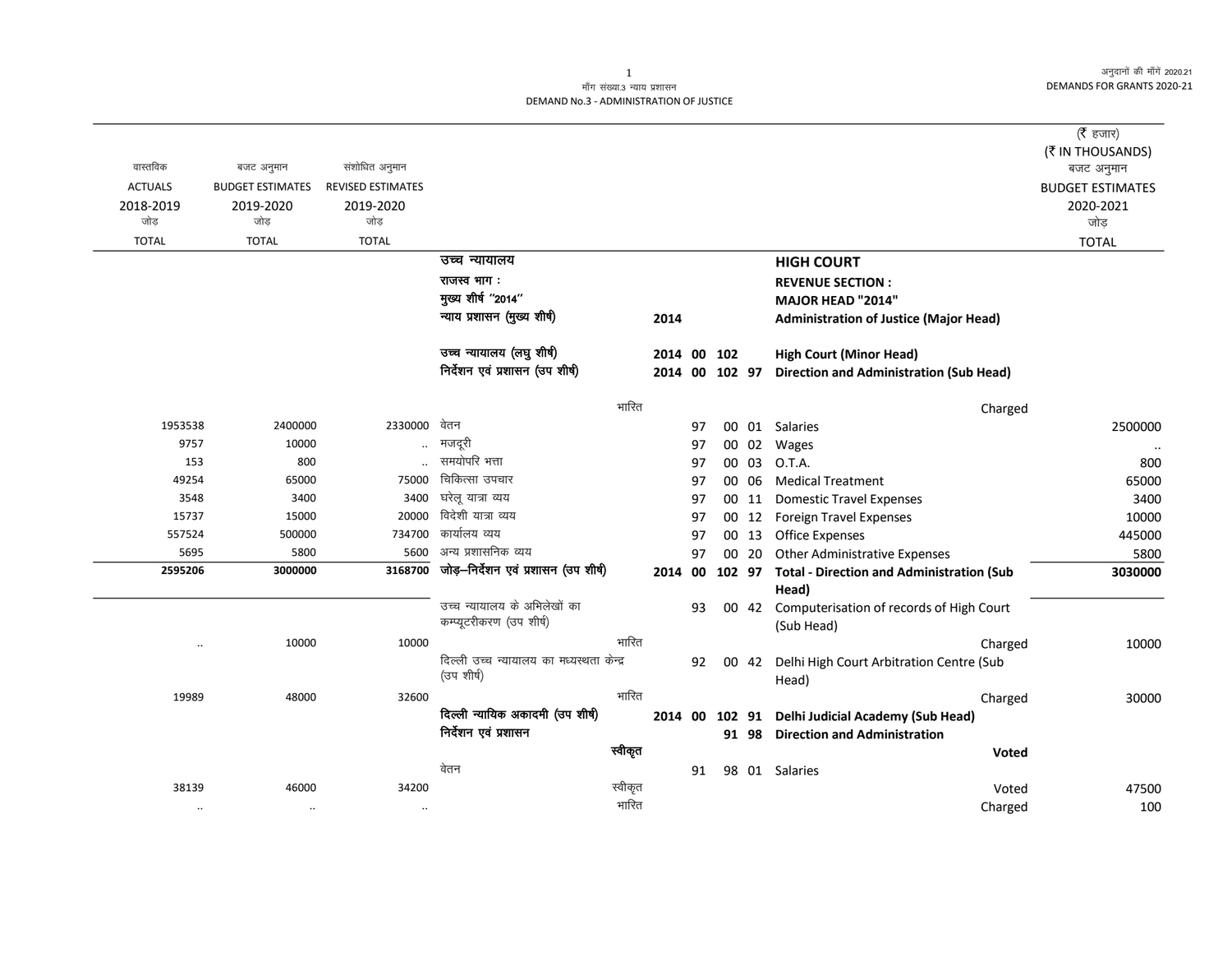मॉंग संख्या.3 न्याय प्रशासन
DEMAND No.3 - ADMINISTRATION OF JUSTICE

अनुदानों की मॉंगें 2020.21
DEMANDS FOR GRANTS 2020-21

(₹ हजार)
(₹ IN THOUSANDS)

| वास्तविक ACTUALS 2018-2019 जोड़ TOTAL | बजट अनुमान BUDGET ESTIMATES 2019-2020 जोड़ TOTAL | संशोधित अनुमान REVISED ESTIMATES 2019-2020 जोड़ TOTAL | | | | | | | बजट अनुमान BUDGET ESTIMATES 2020-2021 जोड़ TOTAL |
|---|---|---|---|---|---|---|---|---|---|
| | | | **उच्च न्यायालय** | | | | | **HIGH COURT** | |
| | | | **राजस्व भाग :** | | | | | **REVENUE SECTION :** | |
| | | | **मुख्य शीर्ष "2014"** | | | | | **MAJOR HEAD "2014"** | |
| | | | **न्याय प्रशासन (मुख्य शीर्ष)** | **2014** | | | | **Administration of Justice (Major Head)** | |
| | | | **उच्च न्यायालय (लघु शीर्ष)** | **2014** | **00** | **102** | | **High Court (Minor Head)** | |
| | | | **निर्देशन एवं प्रशासन (उप शीर्ष)** | **2014** | **00** | **102** | **97** | **Direction and Administration (Sub Head)** | |
| | | | भारित | | | | | Charged | |
| 1953538 | 2400000 | 2330000 | वेतन | | 97 | 00 | 01 | Salaries | 2500000 |
| 9757 | 10000 | .. | मजदूरी | | 97 | 00 | 02 | Wages | .. |
| 153 | 800 | .. | समयोपरि भत्ता | | 97 | 00 | 03 | O.T.A. | 800 |
| 49254 | 65000 | 75000 | चिकित्सा उपचार | | 97 | 00 | 06 | Medical Treatment | 65000 |
| 3548 | 3400 | 3400 | घरेलू यात्रा व्यय | | 97 | 00 | 11 | Domestic Travel Expenses | 3400 |
| 15737 | 15000 | 20000 | विदेशी यात्रा व्यय | | 97 | 00 | 12 | Foreign Travel Expenses | 10000 |
| 557524 | 500000 | 734700 | कार्यालय व्यय | | 97 | 00 | 13 | Office Expenses | 445000 |
| 5695 | 5800 | 5600 | अन्य प्रशासनिक व्यय | | 97 | 00 | 20 | Other Administrative Expenses | 5800 |
| **2595206** | **3000000** | **3168700** | **जोड़–निर्देशन एवं प्रशासन (उप शीर्ष)** | **2014** | **00** | **102** | **97** | **Total - Direction and Administration (Sub Head)** | **3030000** |
| | | | उच्च न्यायालय के अभिलेखों का कम्प्यूटरीकरण (उप शीर्ष) | | 93 | 00 | 42 | Computerisation of records of High Court (Sub Head) | |
| .. | 10000 | 10000 | भारित | | | | | Charged | 10000 |
| | | | दिल्ली उच्च न्यायालय का मध्यस्थता केन्द्र (उप शीर्ष) | | 92 | 00 | 42 | Delhi High Court Arbitration Centre (Sub Head) | |
| 19989 | 48000 | 32600 | भारित | | | | | Charged | 30000 |
| | | | **दिल्ली न्यायिक अकादमी (उप शीर्ष)** | **2014** | **00** | **102** | **91** | **Delhi Judicial Academy (Sub Head)** | |
| | | | **निर्देशन एवं प्रशासन** | | | **91** | **98** | **Direction and Administration** | |
| | | | **स्वीकृत** | | | | | **Voted** | |
| | | | वेतन | | 91 | 98 | 01 | Salaries | |
| 38139 | 46000 | 34200 | स्वीकृत | | | | | Voted | 47500 |
| .. | .. | .. | भारित | | | | | Charged | 100 |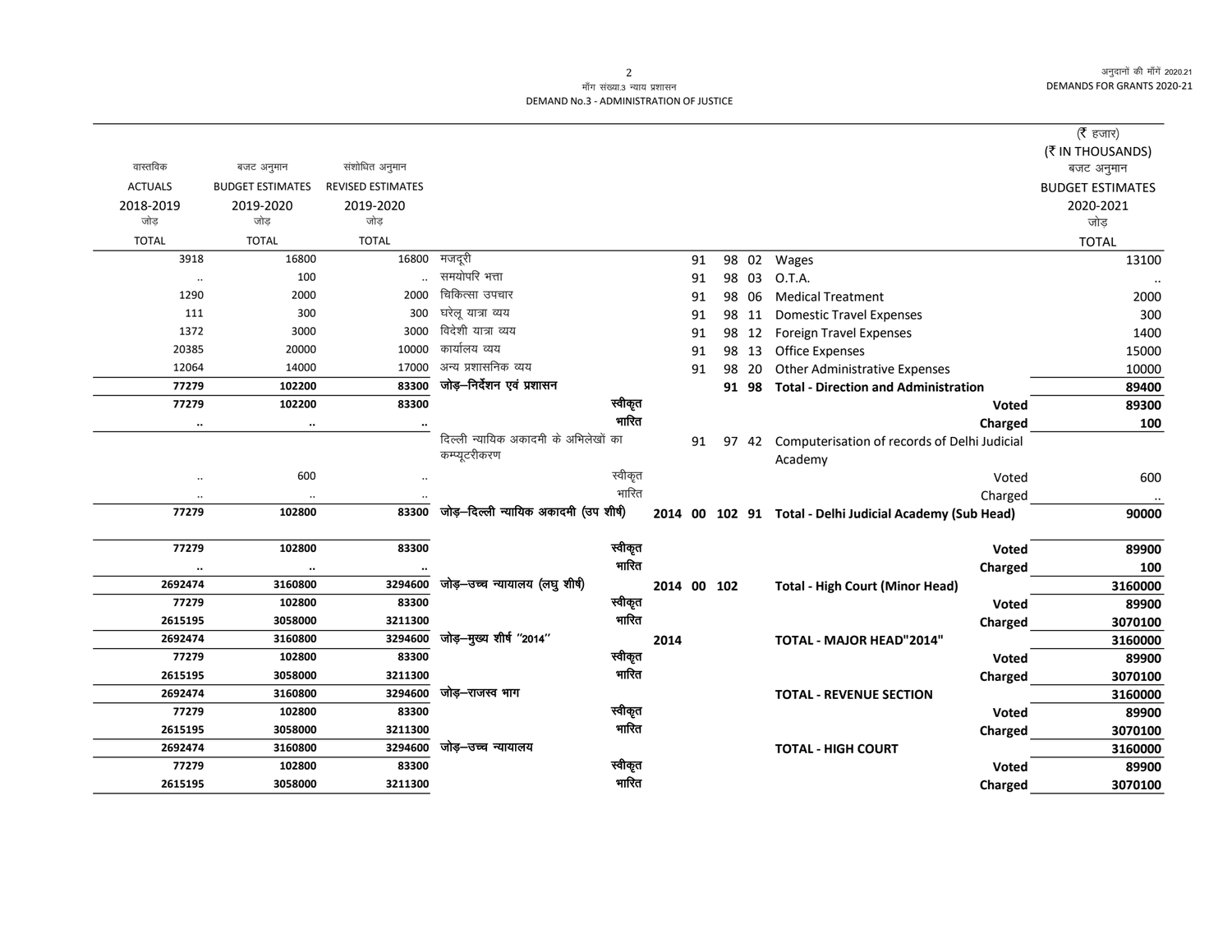मॉंग संख्या.3 न्याय प्रशासन

DEMAND No.3 - ADMINISTRATION OF JUSTICE

| वास्तविक ACTUALS 2018-2019 जोड़ TOTAL | बजट अनुमान BUDGET ESTIMATES 2019-2020 जोड़ TOTAL | संशोधित अनुमान REVISED ESTIMATES 2019-2020 जोड़ TOTAL | | | | | | | (₹ हजार) (₹ IN THOUSANDS) बजट अनुमान BUDGET ESTIMATES 2020-2021 जोड़ TOTAL |
|---|---|---|---|---|---|---|---|---|---|
| 3918 | 16800 | 16800 | मजदूरी | | 91 | 98 | 02 | Wages | 13100 |
| .. | 100 | .. | समयोपरि भत्ता | | 91 | 98 | 03 | O.T.A. | .. |
| 1290 | 2000 | 2000 | चिकित्सा उपचार | | 91 | 98 | 06 | Medical Treatment | 2000 |
| 111 | 300 | 300 | घरेलू यात्रा व्यय | | 91 | 98 | 11 | Domestic Travel Expenses | 300 |
| 1372 | 3000 | 3000 | विदेशी यात्रा व्यय | | 91 | 98 | 12 | Foreign Travel Expenses | 1400 |
| 20385 | 20000 | 10000 | कार्यालय व्यय | | 91 | 98 | 13 | Office Expenses | 15000 |
| 12064 | 14000 | 17000 | अन्य प्रशासनिक व्यय | | 91 | 98 | 20 | Other Administrative Expenses | 10000 |
| **77279** | **102200** | **83300** | **जोड़–निर्देशन एवं प्रशासन** | | **91** | **98** | | **Total - Direction and Administration** | **89400** |
| **77279** | **102200** | **83300** | **स्वीकृत** | | | | | **Voted** | **89300** |
| **..** | **..** | **..** | **भारित** | | | | | **Charged** | **100** |
| | | | दिल्ली न्यायिक अकादमी के अभिलेखों का कम्प्यूटरीकरण | | 91 | 97 | 42 | Computerisation of records of Delhi Judicial Academy | |
| .. | 600 | .. | स्वीकृत | | | | | Voted | 600 |
| .. | .. | .. | भारित | | | | | Charged | .. |
| **77279** | **102800** | **83300** | **जोड़–दिल्ली न्यायिक अकादमी (उप शीर्ष)** | **2014** | **00** | **102** | **91** | **Total - Delhi Judicial Academy (Sub Head)** | **90000** |
| **77279** | **102800** | **83300** | **स्वीकृत** | | | | | **Voted** | **89900** |
| **..** | **..** | **..** | **भारित** | | | | | **Charged** | **100** |
| **2692474** | **3160800** | **3294600** | **जोड़–उच्च न्यायालय (लघु शीर्ष)** | **2014** | **00** | **102** | | **Total - High Court (Minor Head)** | **3160000** |
| **77279** | **102800** | **83300** | **स्वीकृत** | | | | | **Voted** | **89900** |
| **2615195** | **3058000** | **3211300** | **भारित** | | | | | **Charged** | **3070100** |
| **2692474** | **3160800** | **3294600** | **जोड़–मुख्य शीर्ष "2014"** | **2014** | | | | **TOTAL - MAJOR HEAD"2014"** | **3160000** |
| **77279** | **102800** | **83300** | **स्वीकृत** | | | | | **Voted** | **89900** |
| **2615195** | **3058000** | **3211300** | **भारित** | | | | | **Charged** | **3070100** |
| **2692474** | **3160800** | **3294600** | **जोड़–राजस्व भाग** | | | | | **TOTAL - REVENUE SECTION** | **3160000** |
| **77279** | **102800** | **83300** | **स्वीकृत** | | | | | **Voted** | **89900** |
| **2615195** | **3058000** | **3211300** | **भारित** | | | | | **Charged** | **3070100** |
| **2692474** | **3160800** | **3294600** | **जोड़–उच्च न्यायालय** | | | | | **TOTAL - HIGH COURT** | **3160000** |
| **77279** | **102800** | **83300** | **स्वीकृत** | | | | | **Voted** | **89900** |
| **2615195** | **3058000** | **3211300** | **भारित** | | | | | **Charged** | **3070100** |